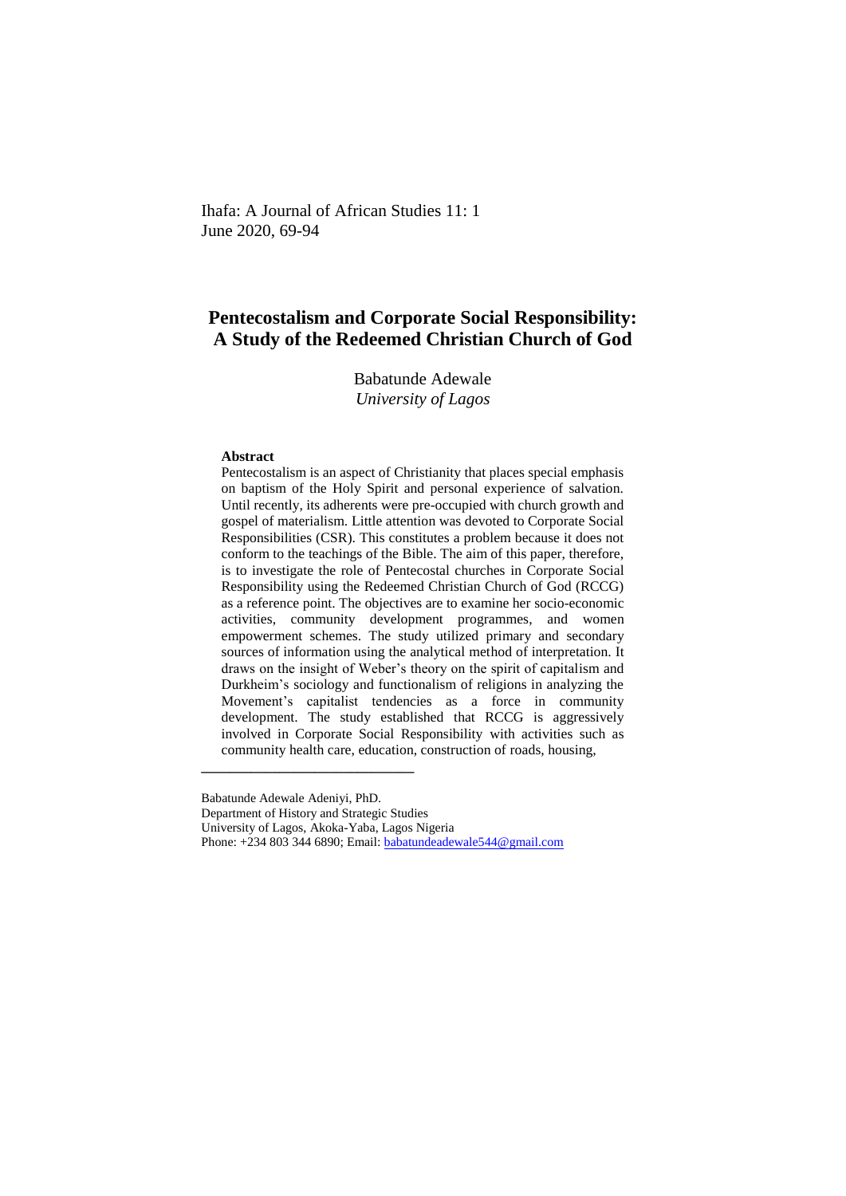Ihafa: A Journal of African Studies 11: 1
June 2020, 69-94

# Pentecostalism and Corporate Social Responsibility: A Study of the Redeemed Christian Church of God

Babatunde Adewale
*University of Lagos*

**Abstract**

Pentecostalism is an aspect of Christianity that places special emphasis on baptism of the Holy Spirit and personal experience of salvation. Until recently, its adherents were pre-occupied with church growth and gospel of materialism. Little attention was devoted to Corporate Social Responsibilities (CSR). This constitutes a problem because it does not conform to the teachings of the Bible. The aim of this paper, therefore, is to investigate the role of Pentecostal churches in Corporate Social Responsibility using the Redeemed Christian Church of God (RCCG) as a reference point. The objectives are to examine her socio-economic activities, community development programmes, and women empowerment schemes. The study utilized primary and secondary sources of information using the analytical method of interpretation. It draws on the insight of Weber's theory on the spirit of capitalism and Durkheim's sociology and functionalism of religions in analyzing the Movement's capitalist tendencies as a force in community development. The study established that RCCG is aggressively involved in Corporate Social Responsibility with activities such as community health care, education, construction of roads, housing,

---

Babatunde Adewale Adeniyi, PhD.
Department of History and Strategic Studies
University of Lagos, Akoka-Yaba, Lagos Nigeria
Phone: +234 803 344 6890; Email: babatundeadewale544@gmail.com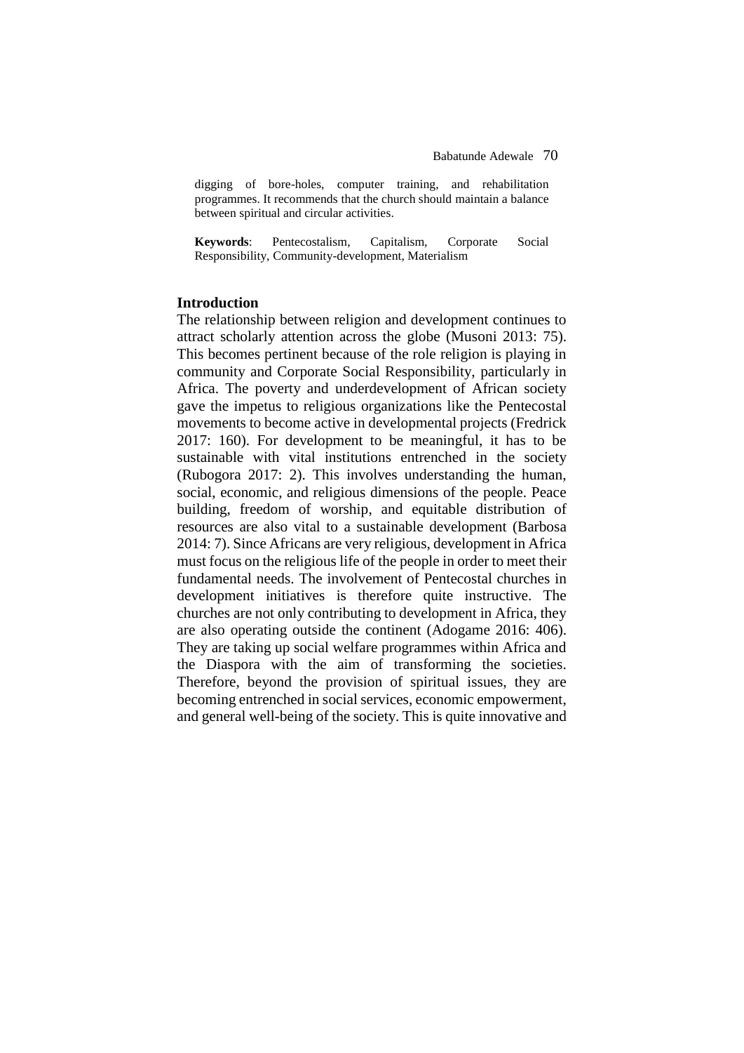digging of bore-holes, computer training, and rehabilitation programmes. It recommends that the church should maintain a balance between spiritual and circular activities.

**Keywords**: Pentecostalism, Capitalism, Corporate Social Responsibility, Community-development, Materialism

## Introduction

The relationship between religion and development continues to attract scholarly attention across the globe (Musoni 2013: 75). This becomes pertinent because of the role religion is playing in community and Corporate Social Responsibility, particularly in Africa. The poverty and underdevelopment of African society gave the impetus to religious organizations like the Pentecostal movements to become active in developmental projects (Fredrick 2017: 160). For development to be meaningful, it has to be sustainable with vital institutions entrenched in the society (Rubogora 2017: 2). This involves understanding the human, social, economic, and religious dimensions of the people. Peace building, freedom of worship, and equitable distribution of resources are also vital to a sustainable development (Barbosa 2014: 7). Since Africans are very religious, development in Africa must focus on the religious life of the people in order to meet their fundamental needs. The involvement of Pentecostal churches in development initiatives is therefore quite instructive. The churches are not only contributing to development in Africa, they are also operating outside the continent (Adogame 2016: 406). They are taking up social welfare programmes within Africa and the Diaspora with the aim of transforming the societies. Therefore, beyond the provision of spiritual issues, they are becoming entrenched in social services, economic empowerment, and general well-being of the society. This is quite innovative and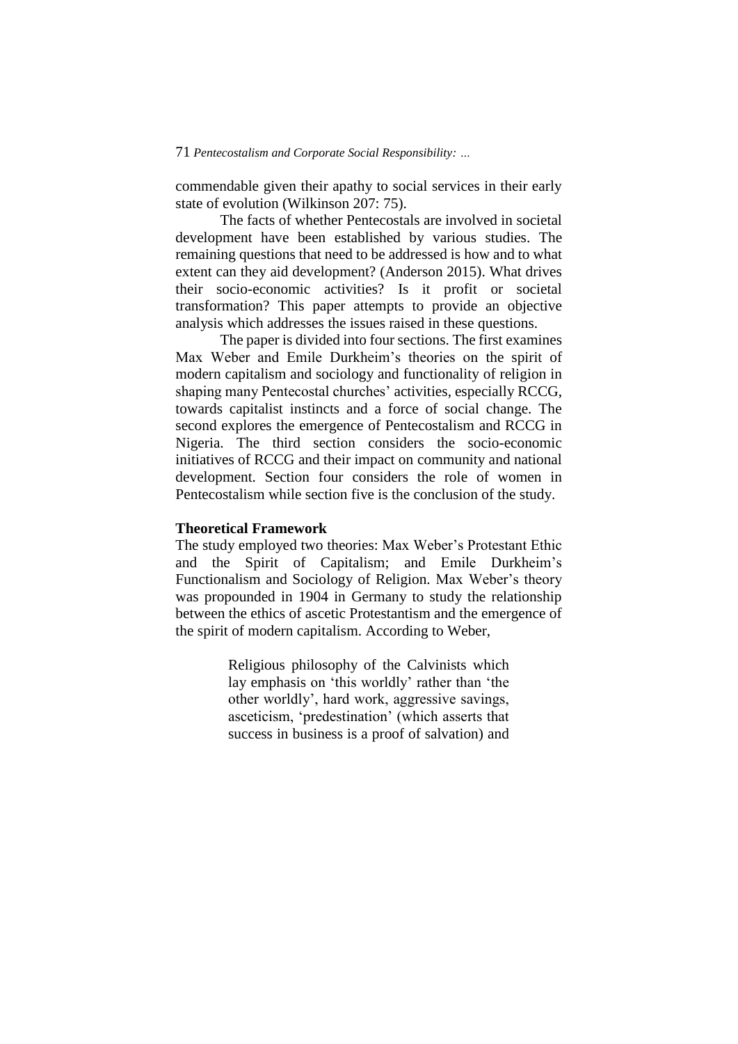commendable given their apathy to social services in their early state of evolution (Wilkinson 207: 75).

The facts of whether Pentecostals are involved in societal development have been established by various studies. The remaining questions that need to be addressed is how and to what extent can they aid development? (Anderson 2015). What drives their socio-economic activities? Is it profit or societal transformation? This paper attempts to provide an objective analysis which addresses the issues raised in these questions.

The paper is divided into four sections. The first examines Max Weber and Emile Durkheim's theories on the spirit of modern capitalism and sociology and functionality of religion in shaping many Pentecostal churches' activities, especially RCCG, towards capitalist instincts and a force of social change. The second explores the emergence of Pentecostalism and RCCG in Nigeria. The third section considers the socio-economic initiatives of RCCG and their impact on community and national development. Section four considers the role of women in Pentecostalism while section five is the conclusion of the study.

**Theoretical Framework**

The study employed two theories: Max Weber's Protestant Ethic and the Spirit of Capitalism; and Emile Durkheim's Functionalism and Sociology of Religion. Max Weber's theory was propounded in 1904 in Germany to study the relationship between the ethics of ascetic Protestantism and the emergence of the spirit of modern capitalism. According to Weber,

> Religious philosophy of the Calvinists which lay emphasis on 'this worldly' rather than 'the other worldly', hard work, aggressive savings, asceticism, 'predestination' (which asserts that success in business is a proof of salvation) and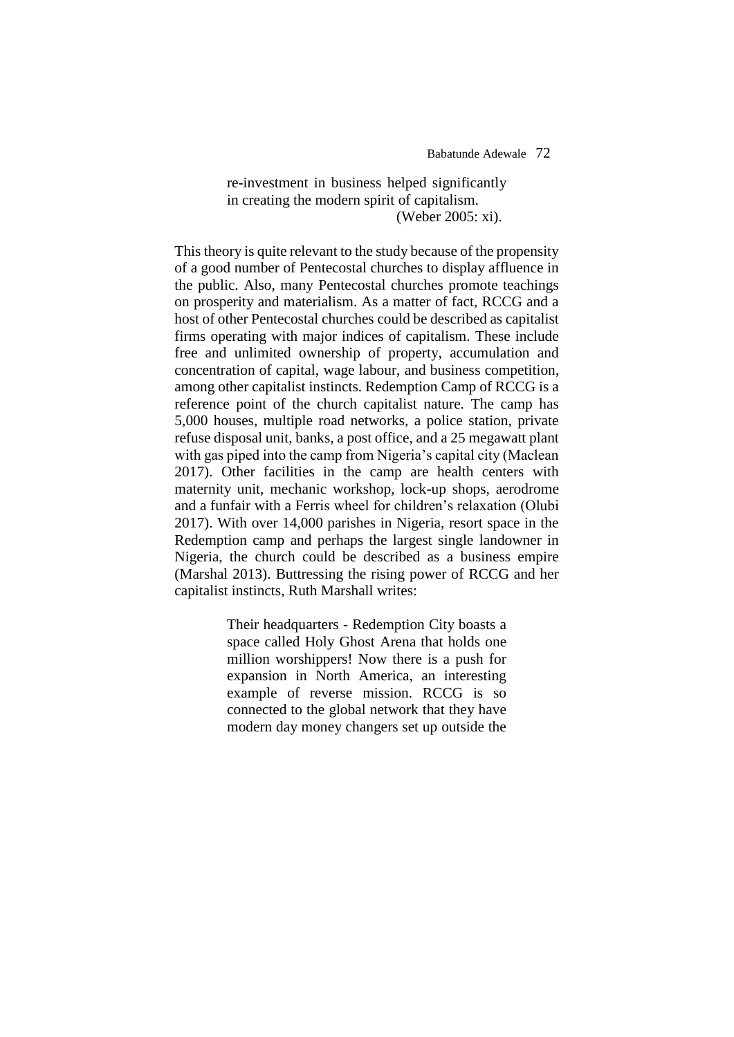> re-investment in business helped significantly in creating the modern spirit of capitalism.
> (Weber 2005: xi).

This theory is quite relevant to the study because of the propensity of a good number of Pentecostal churches to display affluence in the public. Also, many Pentecostal churches promote teachings on prosperity and materialism. As a matter of fact, RCCG and a host of other Pentecostal churches could be described as capitalist firms operating with major indices of capitalism. These include free and unlimited ownership of property, accumulation and concentration of capital, wage labour, and business competition, among other capitalist instincts. Redemption Camp of RCCG is a reference point of the church capitalist nature. The camp has 5,000 houses, multiple road networks, a police station, private refuse disposal unit, banks, a post office, and a 25 megawatt plant with gas piped into the camp from Nigeria's capital city (Maclean 2017). Other facilities in the camp are health centers with maternity unit, mechanic workshop, lock-up shops, aerodrome and a funfair with a Ferris wheel for children's relaxation (Olubi 2017). With over 14,000 parishes in Nigeria, resort space in the Redemption camp and perhaps the largest single landowner in Nigeria, the church could be described as a business empire (Marshal 2013). Buttressing the rising power of RCCG and her capitalist instincts, Ruth Marshall writes:

> Their headquarters - Redemption City boasts a space called Holy Ghost Arena that holds one million worshippers! Now there is a push for expansion in North America, an interesting example of reverse mission. RCCG is so connected to the global network that they have modern day money changers set up outside the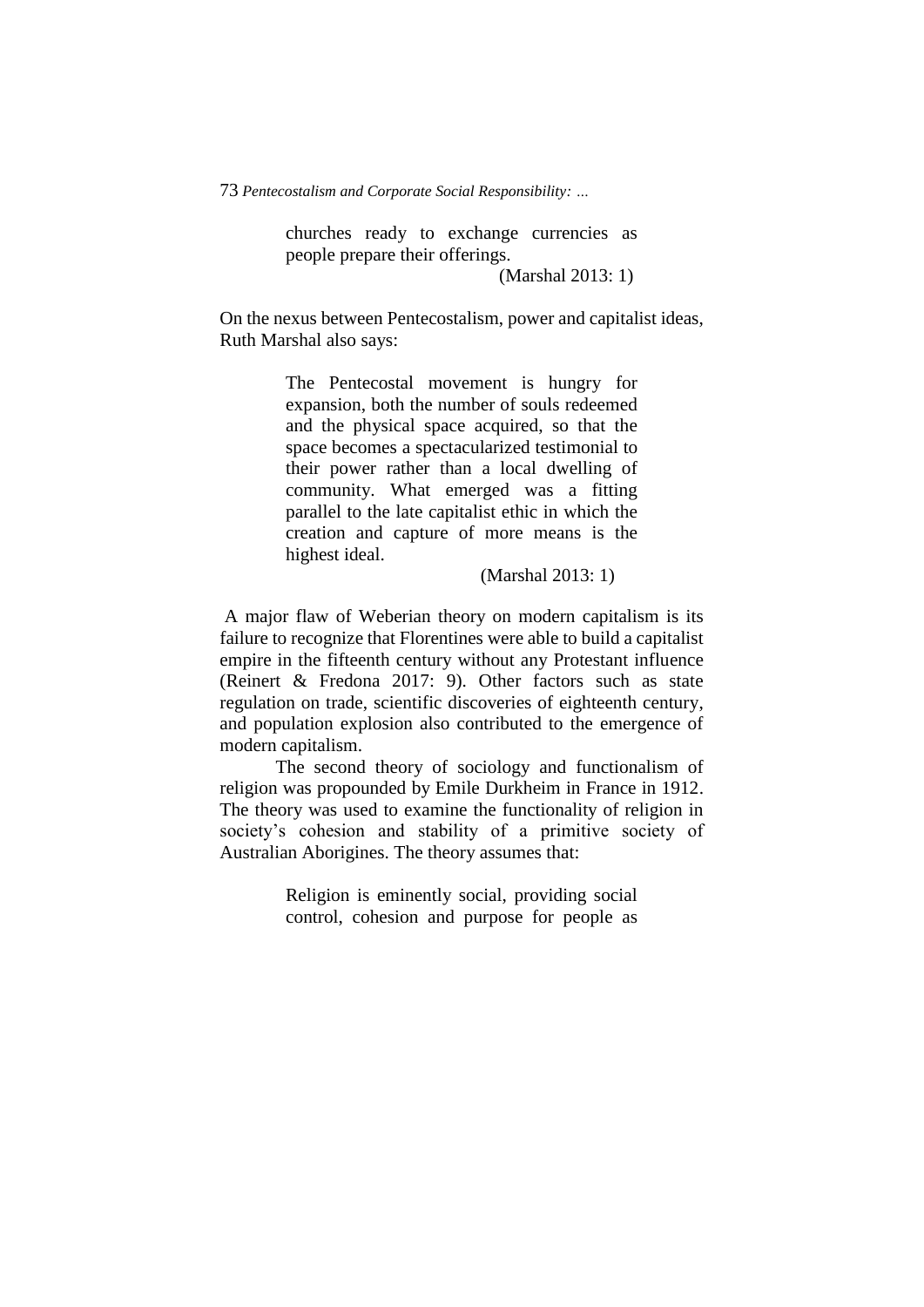> churches ready to exchange currencies as people prepare their offerings.
>
> (Marshal 2013: 1)

On the nexus between Pentecostalism, power and capitalist ideas, Ruth Marshal also says:

> The Pentecostal movement is hungry for expansion, both the number of souls redeemed and the physical space acquired, so that the space becomes a spectacularized testimonial to their power rather than a local dwelling of community. What emerged was a fitting parallel to the late capitalist ethic in which the creation and capture of more means is the highest ideal.
>
> (Marshal 2013: 1)

A major flaw of Weberian theory on modern capitalism is its failure to recognize that Florentines were able to build a capitalist empire in the fifteenth century without any Protestant influence (Reinert & Fredona 2017: 9). Other factors such as state regulation on trade, scientific discoveries of eighteenth century, and population explosion also contributed to the emergence of modern capitalism.

The second theory of sociology and functionalism of religion was propounded by Emile Durkheim in France in 1912. The theory was used to examine the functionality of religion in society's cohesion and stability of a primitive society of Australian Aborigines. The theory assumes that:

> Religion is eminently social, providing social control, cohesion and purpose for people as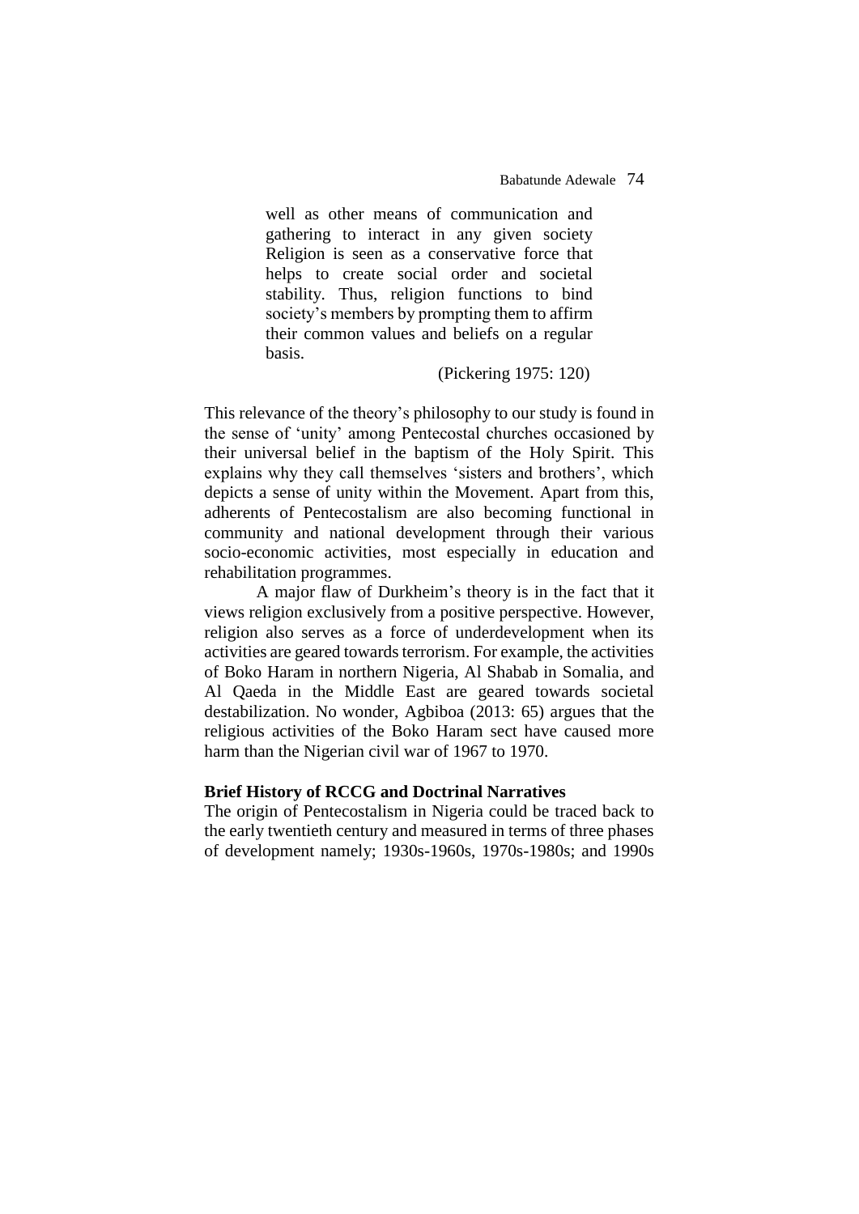> well as other means of communication and gathering to interact in any given society Religion is seen as a conservative force that helps to create social order and societal stability. Thus, religion functions to bind society's members by prompting them to affirm their common values and beliefs on a regular basis.
>
> (Pickering 1975: 120)

This relevance of the theory's philosophy to our study is found in the sense of 'unity' among Pentecostal churches occasioned by their universal belief in the baptism of the Holy Spirit. This explains why they call themselves 'sisters and brothers', which depicts a sense of unity within the Movement. Apart from this, adherents of Pentecostalism are also becoming functional in community and national development through their various socio-economic activities, most especially in education and rehabilitation programmes.

A major flaw of Durkheim's theory is in the fact that it views religion exclusively from a positive perspective. However, religion also serves as a force of underdevelopment when its activities are geared towards terrorism. For example, the activities of Boko Haram in northern Nigeria, Al Shabab in Somalia, and Al Qaeda in the Middle East are geared towards societal destabilization. No wonder, Agbiboa (2013: 65) argues that the religious activities of the Boko Haram sect have caused more harm than the Nigerian civil war of 1967 to 1970.

**Brief History of RCCG and Doctrinal Narratives**

The origin of Pentecostalism in Nigeria could be traced back to the early twentieth century and measured in terms of three phases of development namely; 1930s-1960s, 1970s-1980s; and 1990s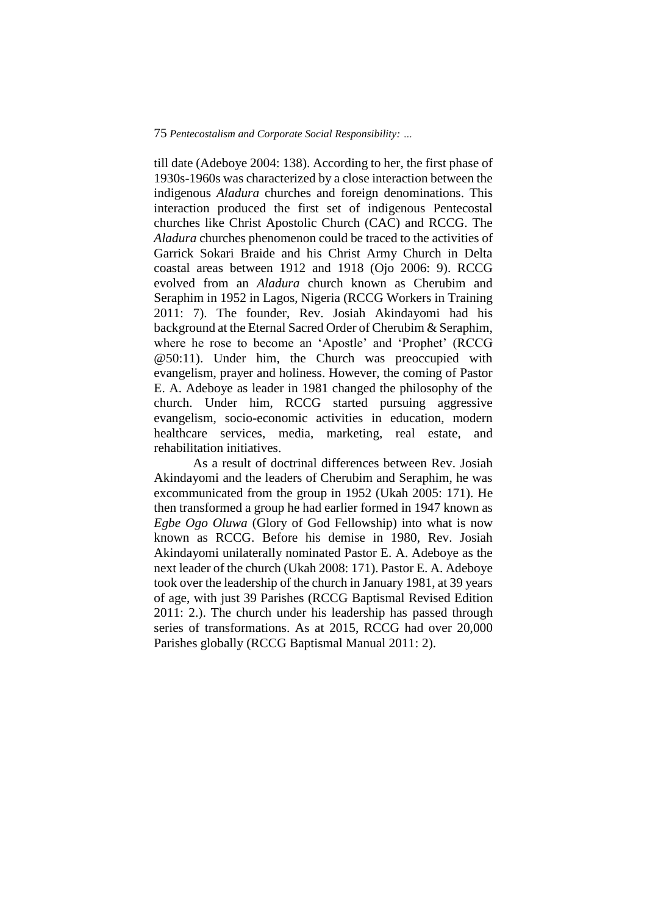till date (Adeboye 2004: 138). According to her, the first phase of 1930s-1960s was characterized by a close interaction between the indigenous *Aladura* churches and foreign denominations. This interaction produced the first set of indigenous Pentecostal churches like Christ Apostolic Church (CAC) and RCCG. The *Aladura* churches phenomenon could be traced to the activities of Garrick Sokari Braide and his Christ Army Church in Delta coastal areas between 1912 and 1918 (Ojo 2006: 9). RCCG evolved from an *Aladura* church known as Cherubim and Seraphim in 1952 in Lagos, Nigeria (RCCG Workers in Training 2011: 7). The founder, Rev. Josiah Akindayomi had his background at the Eternal Sacred Order of Cherubim & Seraphim, where he rose to become an 'Apostle' and 'Prophet' (RCCG @50:11). Under him, the Church was preoccupied with evangelism, prayer and holiness. However, the coming of Pastor E. A. Adeboye as leader in 1981 changed the philosophy of the church. Under him, RCCG started pursuing aggressive evangelism, socio-economic activities in education, modern healthcare services, media, marketing, real estate, and rehabilitation initiatives.

As a result of doctrinal differences between Rev. Josiah Akindayomi and the leaders of Cherubim and Seraphim, he was excommunicated from the group in 1952 (Ukah 2005: 171). He then transformed a group he had earlier formed in 1947 known as *Egbe Ogo Oluwa* (Glory of God Fellowship) into what is now known as RCCG. Before his demise in 1980, Rev. Josiah Akindayomi unilaterally nominated Pastor E. A. Adeboye as the next leader of the church (Ukah 2008: 171). Pastor E. A. Adeboye took over the leadership of the church in January 1981, at 39 years of age, with just 39 Parishes (RCCG Baptismal Revised Edition 2011: 2.). The church under his leadership has passed through series of transformations. As at 2015, RCCG had over 20,000 Parishes globally (RCCG Baptismal Manual 2011: 2).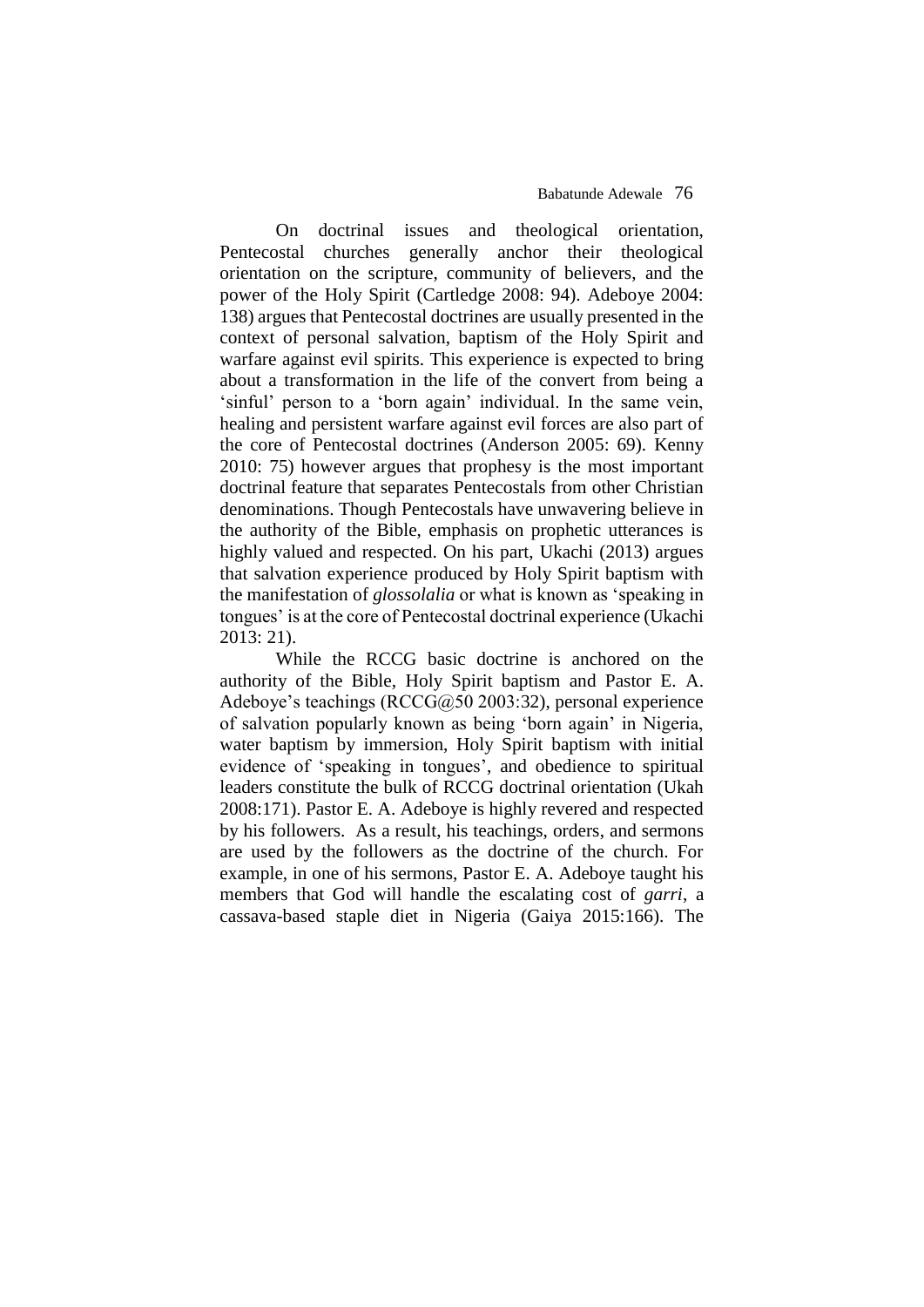On doctrinal issues and theological orientation, Pentecostal churches generally anchor their theological orientation on the scripture, community of believers, and the power of the Holy Spirit (Cartledge 2008: 94). Adeboye 2004: 138) argues that Pentecostal doctrines are usually presented in the context of personal salvation, baptism of the Holy Spirit and warfare against evil spirits. This experience is expected to bring about a transformation in the life of the convert from being a 'sinful' person to a 'born again' individual. In the same vein, healing and persistent warfare against evil forces are also part of the core of Pentecostal doctrines (Anderson 2005: 69). Kenny 2010: 75) however argues that prophesy is the most important doctrinal feature that separates Pentecostals from other Christian denominations. Though Pentecostals have unwavering believe in the authority of the Bible, emphasis on prophetic utterances is highly valued and respected. On his part, Ukachi (2013) argues that salvation experience produced by Holy Spirit baptism with the manifestation of *glossolalia* or what is known as 'speaking in tongues' is at the core of Pentecostal doctrinal experience (Ukachi 2013: 21).

While the RCCG basic doctrine is anchored on the authority of the Bible, Holy Spirit baptism and Pastor E. A. Adeboye's teachings (RCCG@50 2003:32), personal experience of salvation popularly known as being 'born again' in Nigeria, water baptism by immersion, Holy Spirit baptism with initial evidence of 'speaking in tongues', and obedience to spiritual leaders constitute the bulk of RCCG doctrinal orientation (Ukah 2008:171). Pastor E. A. Adeboye is highly revered and respected by his followers. As a result, his teachings, orders, and sermons are used by the followers as the doctrine of the church. For example, in one of his sermons, Pastor E. A. Adeboye taught his members that God will handle the escalating cost of *garri*, a cassava-based staple diet in Nigeria (Gaiya 2015:166). The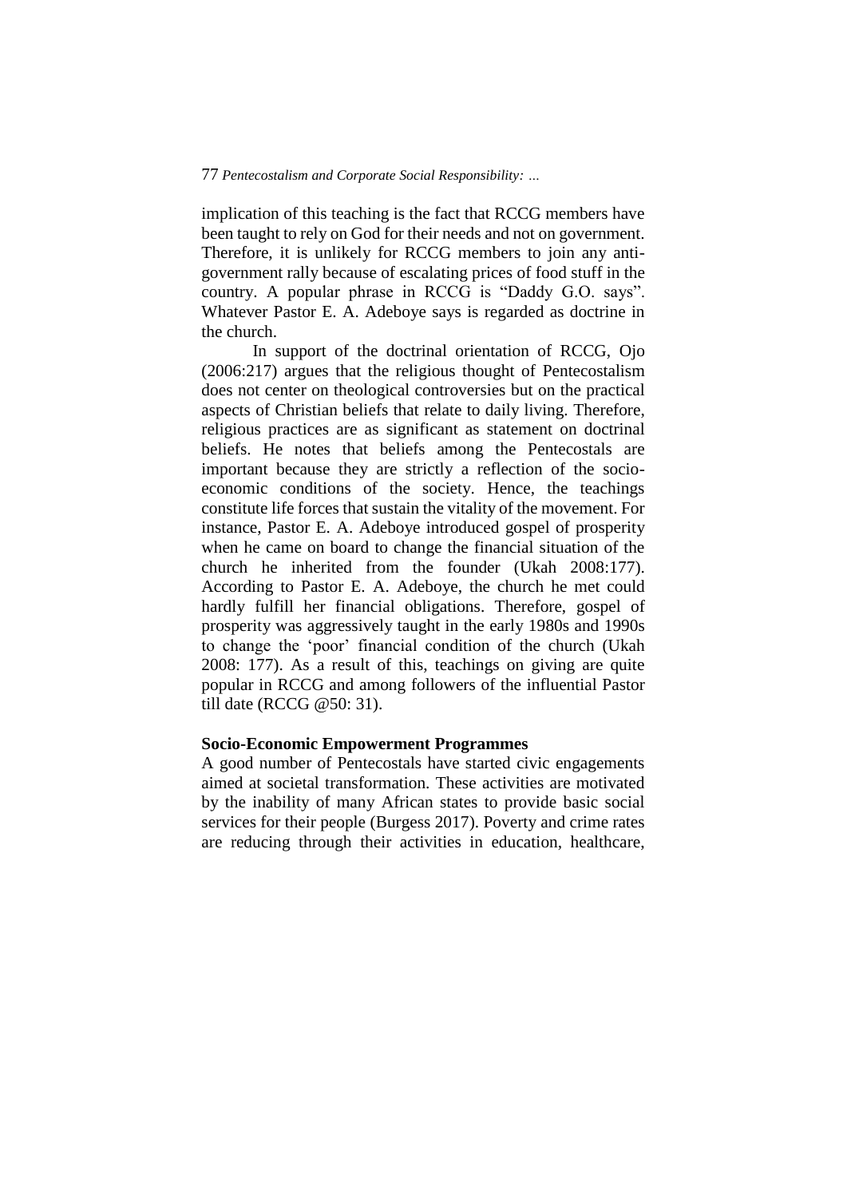implication of this teaching is the fact that RCCG members have been taught to rely on God for their needs and not on government. Therefore, it is unlikely for RCCG members to join any anti-government rally because of escalating prices of food stuff in the country. A popular phrase in RCCG is "Daddy G.O. says". Whatever Pastor E. A. Adeboye says is regarded as doctrine in the church.

In support of the doctrinal orientation of RCCG, Ojo (2006:217) argues that the religious thought of Pentecostalism does not center on theological controversies but on the practical aspects of Christian beliefs that relate to daily living. Therefore, religious practices are as significant as statement on doctrinal beliefs. He notes that beliefs among the Pentecostals are important because they are strictly a reflection of the socio-economic conditions of the society. Hence, the teachings constitute life forces that sustain the vitality of the movement. For instance, Pastor E. A. Adeboye introduced gospel of prosperity when he came on board to change the financial situation of the church he inherited from the founder (Ukah 2008:177). According to Pastor E. A. Adeboye, the church he met could hardly fulfill her financial obligations. Therefore, gospel of prosperity was aggressively taught in the early 1980s and 1990s to change the 'poor' financial condition of the church (Ukah 2008: 177). As a result of this, teachings on giving are quite popular in RCCG and among followers of the influential Pastor till date (RCCG @50: 31).

**Socio-Economic Empowerment Programmes**

A good number of Pentecostals have started civic engagements aimed at societal transformation. These activities are motivated by the inability of many African states to provide basic social services for their people (Burgess 2017). Poverty and crime rates are reducing through their activities in education, healthcare,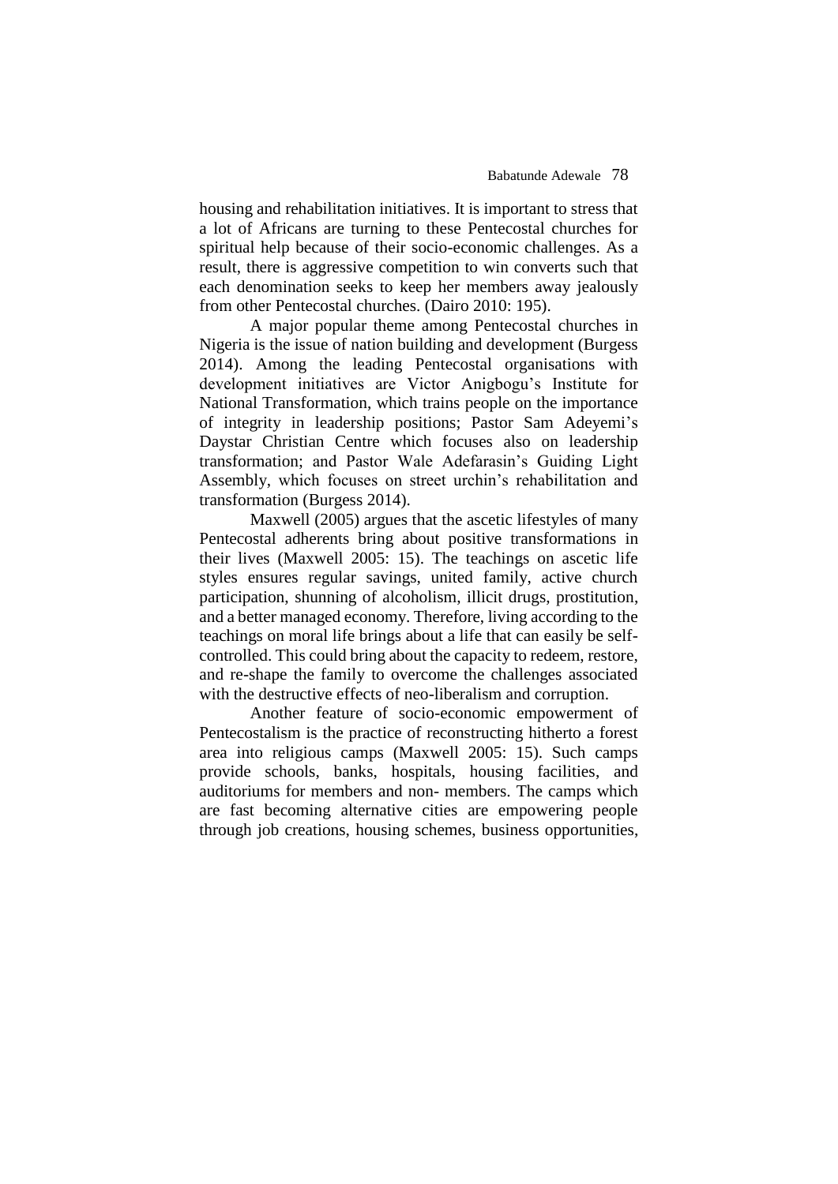housing and rehabilitation initiatives. It is important to stress that a lot of Africans are turning to these Pentecostal churches for spiritual help because of their socio-economic challenges. As a result, there is aggressive competition to win converts such that each denomination seeks to keep her members away jealously from other Pentecostal churches. (Dairo 2010: 195).

A major popular theme among Pentecostal churches in Nigeria is the issue of nation building and development (Burgess 2014). Among the leading Pentecostal organisations with development initiatives are Victor Anigbogu's Institute for National Transformation, which trains people on the importance of integrity in leadership positions; Pastor Sam Adeyemi's Daystar Christian Centre which focuses also on leadership transformation; and Pastor Wale Adefarasin's Guiding Light Assembly, which focuses on street urchin's rehabilitation and transformation (Burgess 2014).

Maxwell (2005) argues that the ascetic lifestyles of many Pentecostal adherents bring about positive transformations in their lives (Maxwell 2005: 15). The teachings on ascetic life styles ensures regular savings, united family, active church participation, shunning of alcoholism, illicit drugs, prostitution, and a better managed economy. Therefore, living according to the teachings on moral life brings about a life that can easily be self-controlled. This could bring about the capacity to redeem, restore, and re-shape the family to overcome the challenges associated with the destructive effects of neo-liberalism and corruption.

Another feature of socio-economic empowerment of Pentecostalism is the practice of reconstructing hitherto a forest area into religious camps (Maxwell 2005: 15). Such camps provide schools, banks, hospitals, housing facilities, and auditoriums for members and non- members. The camps which are fast becoming alternative cities are empowering people through job creations, housing schemes, business opportunities,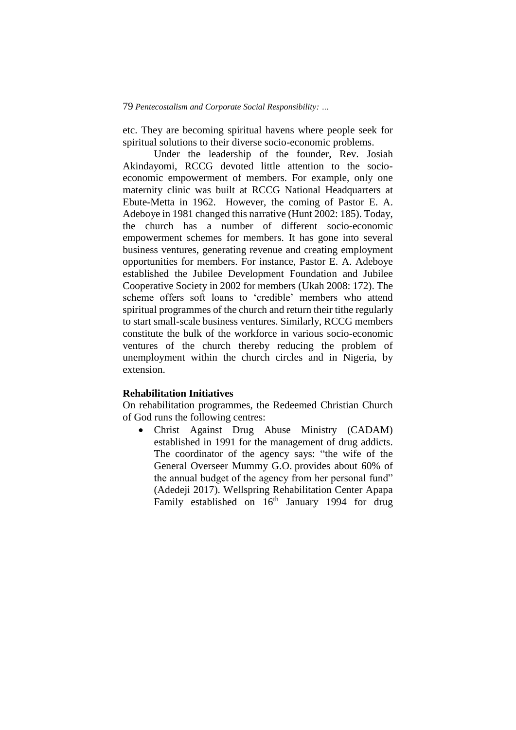etc. They are becoming spiritual havens where people seek for spiritual solutions to their diverse socio-economic problems.

Under the leadership of the founder, Rev. Josiah Akindayomi, RCCG devoted little attention to the socio-economic empowerment of members. For example, only one maternity clinic was built at RCCG National Headquarters at Ebute-Metta in 1962. However, the coming of Pastor E. A. Adeboye in 1981 changed this narrative (Hunt 2002: 185). Today, the church has a number of different socio-economic empowerment schemes for members. It has gone into several business ventures, generating revenue and creating employment opportunities for members. For instance, Pastor E. A. Adeboye established the Jubilee Development Foundation and Jubilee Cooperative Society in 2002 for members (Ukah 2008: 172). The scheme offers soft loans to 'credible' members who attend spiritual programmes of the church and return their tithe regularly to start small-scale business ventures. Similarly, RCCG members constitute the bulk of the workforce in various socio-economic ventures of the church thereby reducing the problem of unemployment within the church circles and in Nigeria, by extension.

**Rehabilitation Initiatives**

On rehabilitation programmes, the Redeemed Christian Church of God runs the following centres:

- Christ Against Drug Abuse Ministry (CADAM) established in 1991 for the management of drug addicts. The coordinator of the agency says: "the wife of the General Overseer Mummy G.O. provides about 60% of the annual budget of the agency from her personal fund" (Adedeji 2017). Wellspring Rehabilitation Center Apapa Family established on 16th January 1994 for drug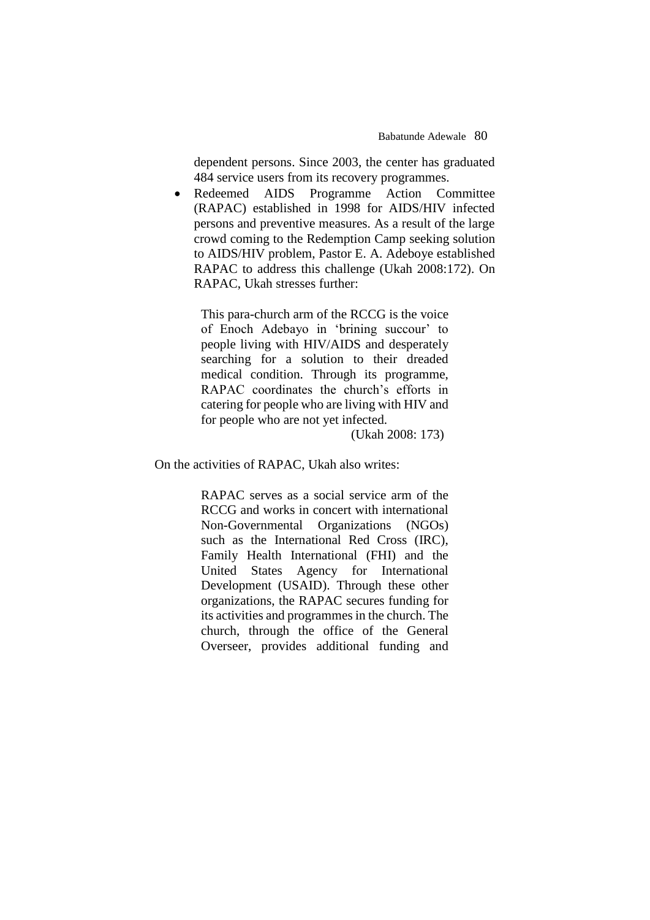dependent persons. Since 2003, the center has graduated 484 service users from its recovery programmes.

- Redeemed AIDS Programme Action Committee (RAPAC) established in 1998 for AIDS/HIV infected persons and preventive measures. As a result of the large crowd coming to the Redemption Camp seeking solution to AIDS/HIV problem, Pastor E. A. Adeboye established RAPAC to address this challenge (Ukah 2008:172). On RAPAC, Ukah stresses further:

> This para-church arm of the RCCG is the voice of Enoch Adebayo in 'brining succour' to people living with HIV/AIDS and desperately searching for a solution to their dreaded medical condition. Through its programme, RAPAC coordinates the church's efforts in catering for people who are living with HIV and for people who are not yet infected.
>
> (Ukah 2008: 173)

On the activities of RAPAC, Ukah also writes:

> RAPAC serves as a social service arm of the RCCG and works in concert with international Non-Governmental Organizations (NGOs) such as the International Red Cross (IRC), Family Health International (FHI) and the United States Agency for International Development (USAID). Through these other organizations, the RAPAC secures funding for its activities and programmes in the church. The church, through the office of the General Overseer, provides additional funding and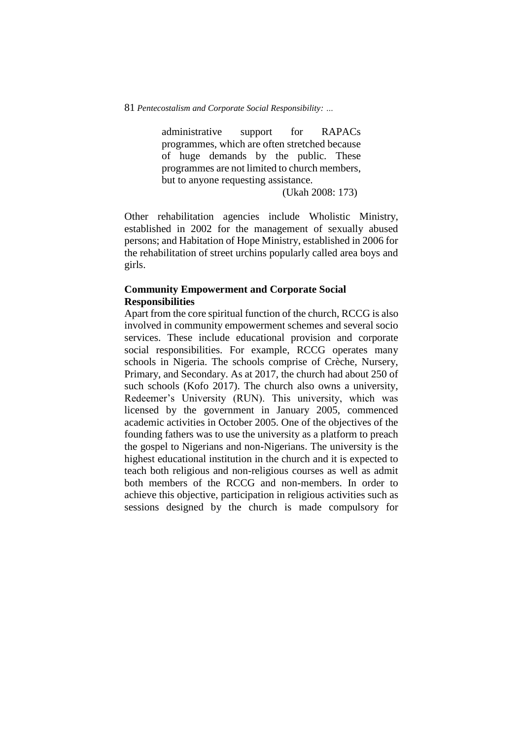> administrative support for RAPACs programmes, which are often stretched because of huge demands by the public. These programmes are not limited to church members, but to anyone requesting assistance.
>
> (Ukah 2008: 173)

Other rehabilitation agencies include Wholistic Ministry, established in 2002 for the management of sexually abused persons; and Habitation of Hope Ministry, established in 2006 for the rehabilitation of street urchins popularly called area boys and girls.

**Community Empowerment and Corporate Social Responsibilities**

Apart from the core spiritual function of the church, RCCG is also involved in community empowerment schemes and several socio services. These include educational provision and corporate social responsibilities. For example, RCCG operates many schools in Nigeria. The schools comprise of Crèche, Nursery, Primary, and Secondary. As at 2017, the church had about 250 of such schools (Kofo 2017). The church also owns a university, Redeemer's University (RUN). This university, which was licensed by the government in January 2005, commenced academic activities in October 2005. One of the objectives of the founding fathers was to use the university as a platform to preach the gospel to Nigerians and non-Nigerians. The university is the highest educational institution in the church and it is expected to teach both religious and non-religious courses as well as admit both members of the RCCG and non-members. In order to achieve this objective, participation in religious activities such as sessions designed by the church is made compulsory for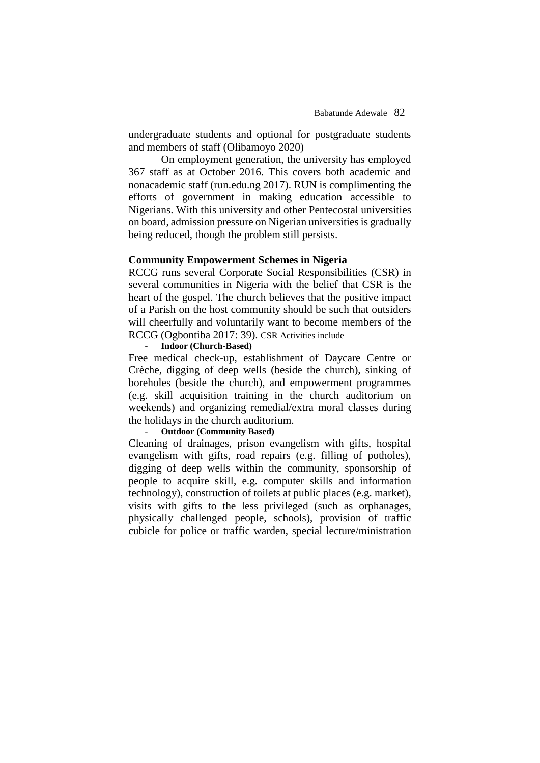undergraduate students and optional for postgraduate students and members of staff (Olibamoyo 2020)

On employment generation, the university has employed 367 staff as at October 2016. This covers both academic and nonacademic staff (run.edu.ng 2017). RUN is complimenting the efforts of government in making education accessible to Nigerians. With this university and other Pentecostal universities on board, admission pressure on Nigerian universities is gradually being reduced, though the problem still persists.

**Community Empowerment Schemes in Nigeria**

RCCG runs several Corporate Social Responsibilities (CSR) in several communities in Nigeria with the belief that CSR is the heart of the gospel. The church believes that the positive impact of a Parish on the host community should be such that outsiders will cheerfully and voluntarily want to become members of the RCCG (Ogbontiba 2017: 39). CSR Activities include

- **Indoor (Church-Based)**

Free medical check-up, establishment of Daycare Centre or Crèche, digging of deep wells (beside the church), sinking of boreholes (beside the church), and empowerment programmes (e.g. skill acquisition training in the church auditorium on weekends) and organizing remedial/extra moral classes during the holidays in the church auditorium.

- **Outdoor (Community Based)**

Cleaning of drainages, prison evangelism with gifts, hospital evangelism with gifts, road repairs (e.g. filling of potholes), digging of deep wells within the community, sponsorship of people to acquire skill, e.g. computer skills and information technology), construction of toilets at public places (e.g. market), visits with gifts to the less privileged (such as orphanages, physically challenged people, schools), provision of traffic cubicle for police or traffic warden, special lecture/ministration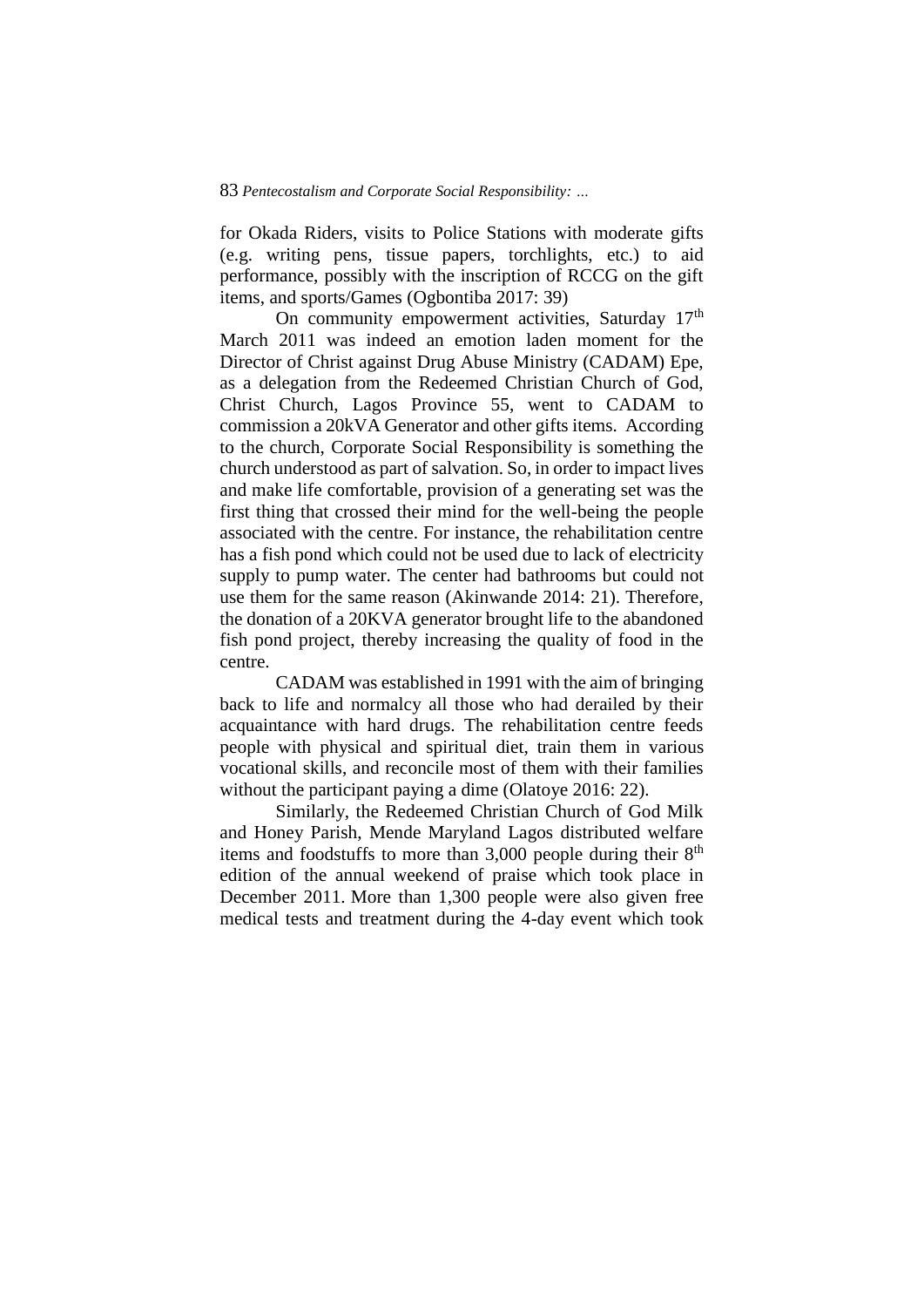for Okada Riders, visits to Police Stations with moderate gifts (e.g. writing pens, tissue papers, torchlights, etc.) to aid performance, possibly with the inscription of RCCG on the gift items, and sports/Games (Ogbontiba 2017: 39)

On community empowerment activities, Saturday 17th March 2011 was indeed an emotion laden moment for the Director of Christ against Drug Abuse Ministry (CADAM) Epe, as a delegation from the Redeemed Christian Church of God, Christ Church, Lagos Province 55, went to CADAM to commission a 20kVA Generator and other gifts items. According to the church, Corporate Social Responsibility is something the church understood as part of salvation. So, in order to impact lives and make life comfortable, provision of a generating set was the first thing that crossed their mind for the well-being the people associated with the centre. For instance, the rehabilitation centre has a fish pond which could not be used due to lack of electricity supply to pump water. The center had bathrooms but could not use them for the same reason (Akinwande 2014: 21). Therefore, the donation of a 20KVA generator brought life to the abandoned fish pond project, thereby increasing the quality of food in the centre.

CADAM was established in 1991 with the aim of bringing back to life and normalcy all those who had derailed by their acquaintance with hard drugs. The rehabilitation centre feeds people with physical and spiritual diet, train them in various vocational skills, and reconcile most of them with their families without the participant paying a dime (Olatoye 2016: 22).

Similarly, the Redeemed Christian Church of God Milk and Honey Parish, Mende Maryland Lagos distributed welfare items and foodstuffs to more than 3,000 people during their 8th edition of the annual weekend of praise which took place in December 2011. More than 1,300 people were also given free medical tests and treatment during the 4-day event which took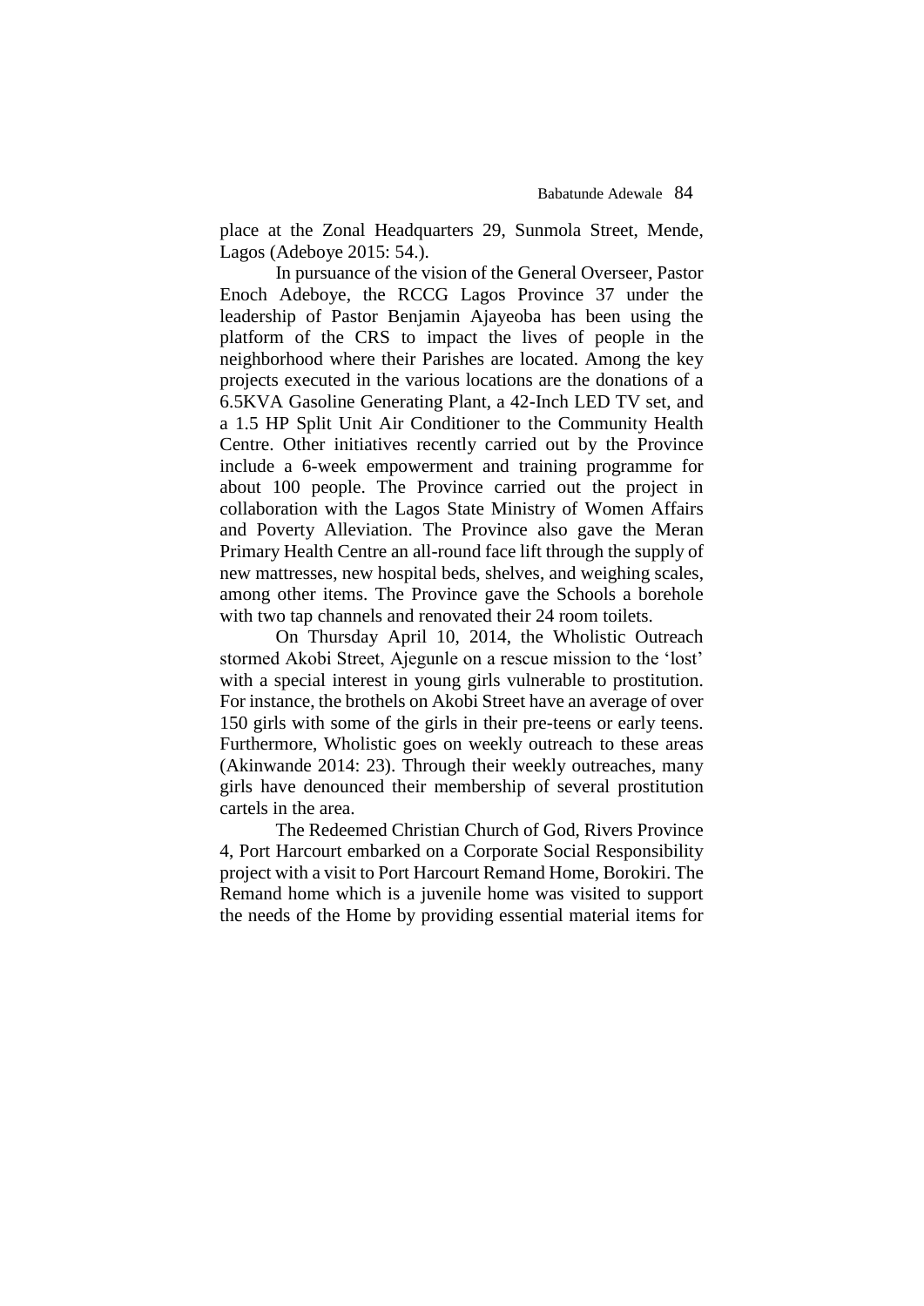place at the Zonal Headquarters 29, Sunmola Street, Mende, Lagos (Adeboye 2015: 54.).

In pursuance of the vision of the General Overseer, Pastor Enoch Adeboye, the RCCG Lagos Province 37 under the leadership of Pastor Benjamin Ajayeoba has been using the platform of the CRS to impact the lives of people in the neighborhood where their Parishes are located. Among the key projects executed in the various locations are the donations of a 6.5KVA Gasoline Generating Plant, a 42-Inch LED TV set, and a 1.5 HP Split Unit Air Conditioner to the Community Health Centre. Other initiatives recently carried out by the Province include a 6-week empowerment and training programme for about 100 people. The Province carried out the project in collaboration with the Lagos State Ministry of Women Affairs and Poverty Alleviation. The Province also gave the Meran Primary Health Centre an all-round face lift through the supply of new mattresses, new hospital beds, shelves, and weighing scales, among other items. The Province gave the Schools a borehole with two tap channels and renovated their 24 room toilets.

On Thursday April 10, 2014, the Wholistic Outreach stormed Akobi Street, Ajegunle on a rescue mission to the 'lost' with a special interest in young girls vulnerable to prostitution. For instance, the brothels on Akobi Street have an average of over 150 girls with some of the girls in their pre-teens or early teens. Furthermore, Wholistic goes on weekly outreach to these areas (Akinwande 2014: 23). Through their weekly outreaches, many girls have denounced their membership of several prostitution cartels in the area.

The Redeemed Christian Church of God, Rivers Province 4, Port Harcourt embarked on a Corporate Social Responsibility project with a visit to Port Harcourt Remand Home, Borokiri. The Remand home which is a juvenile home was visited to support the needs of the Home by providing essential material items for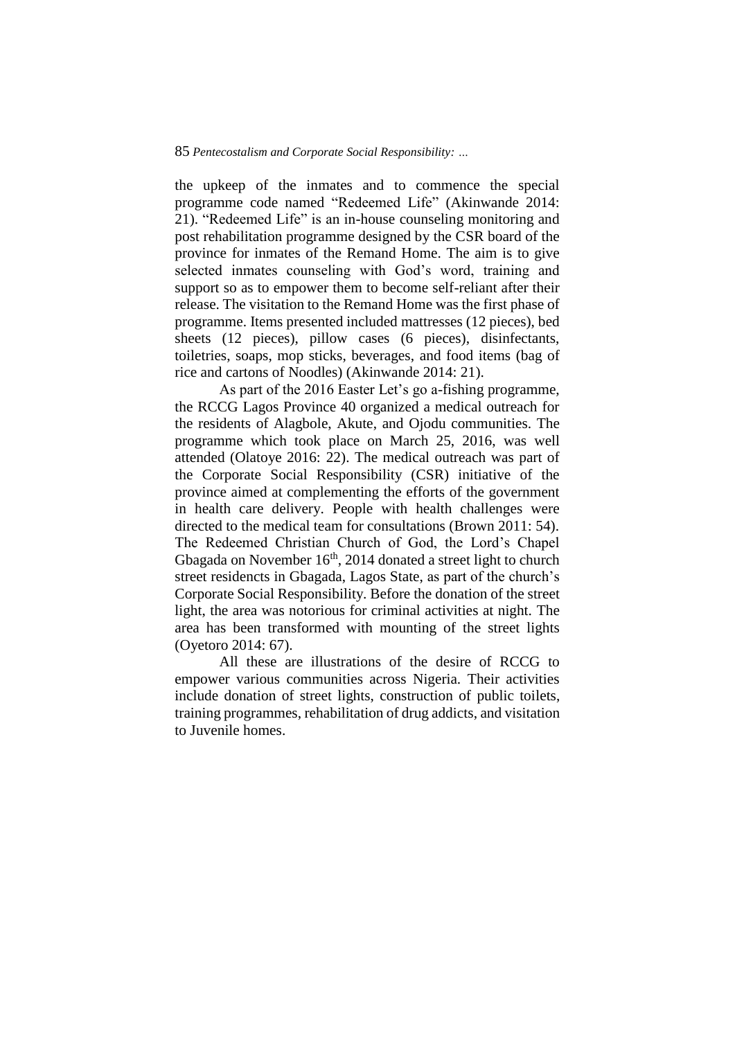the upkeep of the inmates and to commence the special programme code named "Redeemed Life" (Akinwande 2014: 21). "Redeemed Life" is an in-house counseling monitoring and post rehabilitation programme designed by the CSR board of the province for inmates of the Remand Home. The aim is to give selected inmates counseling with God's word, training and support so as to empower them to become self-reliant after their release. The visitation to the Remand Home was the first phase of programme. Items presented included mattresses (12 pieces), bed sheets (12 pieces), pillow cases (6 pieces), disinfectants, toiletries, soaps, mop sticks, beverages, and food items (bag of rice and cartons of Noodles) (Akinwande 2014: 21).

As part of the 2016 Easter Let's go a-fishing programme, the RCCG Lagos Province 40 organized a medical outreach for the residents of Alagbole, Akute, and Ojodu communities. The programme which took place on March 25, 2016, was well attended (Olatoye 2016: 22). The medical outreach was part of the Corporate Social Responsibility (CSR) initiative of the province aimed at complementing the efforts of the government in health care delivery. People with health challenges were directed to the medical team for consultations (Brown 2011: 54). The Redeemed Christian Church of God, the Lord's Chapel Gbagada on November 16th, 2014 donated a street light to church street residencts in Gbagada, Lagos State, as part of the church's Corporate Social Responsibility. Before the donation of the street light, the area was notorious for criminal activities at night. The area has been transformed with mounting of the street lights (Oyetoro 2014: 67).

All these are illustrations of the desire of RCCG to empower various communities across Nigeria. Their activities include donation of street lights, construction of public toilets, training programmes, rehabilitation of drug addicts, and visitation to Juvenile homes.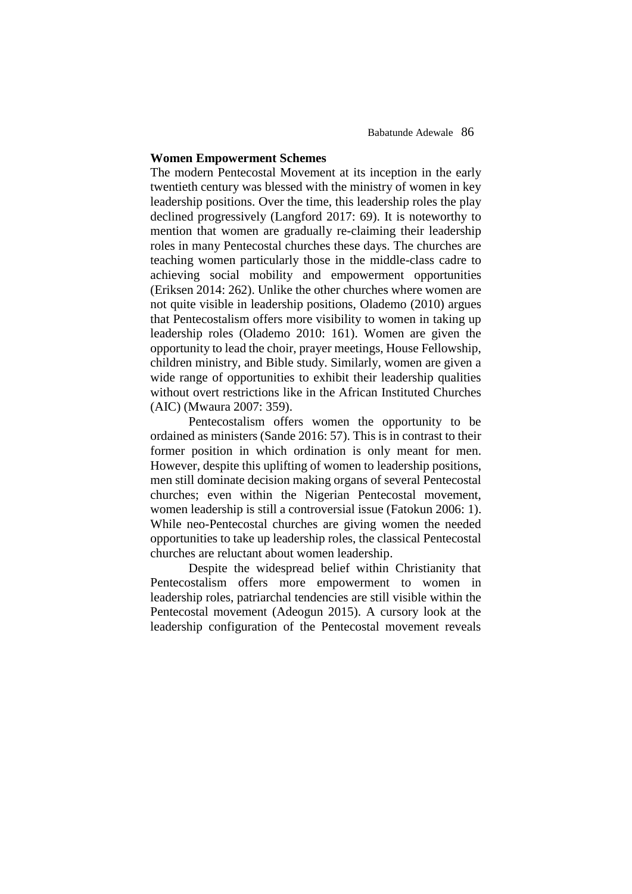**Women Empowerment Schemes**

The modern Pentecostal Movement at its inception in the early twentieth century was blessed with the ministry of women in key leadership positions. Over the time, this leadership roles the play declined progressively (Langford 2017: 69). It is noteworthy to mention that women are gradually re-claiming their leadership roles in many Pentecostal churches these days. The churches are teaching women particularly those in the middle-class cadre to achieving social mobility and empowerment opportunities (Eriksen 2014: 262). Unlike the other churches where women are not quite visible in leadership positions, Olademo (2010) argues that Pentecostalism offers more visibility to women in taking up leadership roles (Olademo 2010: 161). Women are given the opportunity to lead the choir, prayer meetings, House Fellowship, children ministry, and Bible study. Similarly, women are given a wide range of opportunities to exhibit their leadership qualities without overt restrictions like in the African Instituted Churches (AIC) (Mwaura 2007: 359).

Pentecostalism offers women the opportunity to be ordained as ministers (Sande 2016: 57). This is in contrast to their former position in which ordination is only meant for men. However, despite this uplifting of women to leadership positions, men still dominate decision making organs of several Pentecostal churches; even within the Nigerian Pentecostal movement, women leadership is still a controversial issue (Fatokun 2006: 1). While neo-Pentecostal churches are giving women the needed opportunities to take up leadership roles, the classical Pentecostal churches are reluctant about women leadership.

Despite the widespread belief within Christianity that Pentecostalism offers more empowerment to women in leadership roles, patriarchal tendencies are still visible within the Pentecostal movement (Adeogun 2015). A cursory look at the leadership configuration of the Pentecostal movement reveals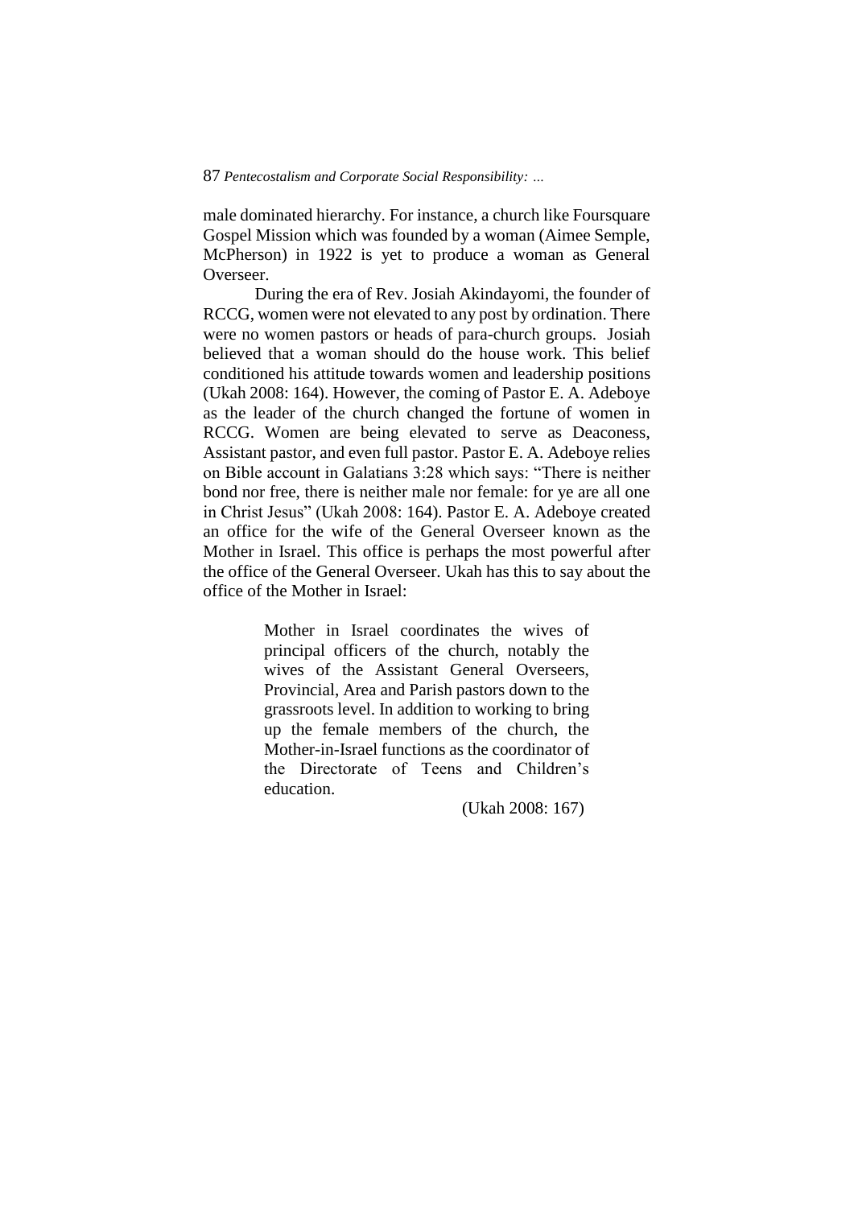male dominated hierarchy. For instance, a church like Foursquare Gospel Mission which was founded by a woman (Aimee Semple, McPherson) in 1922 is yet to produce a woman as General Overseer.

During the era of Rev. Josiah Akindayomi, the founder of RCCG, women were not elevated to any post by ordination. There were no women pastors or heads of para-church groups. Josiah believed that a woman should do the house work. This belief conditioned his attitude towards women and leadership positions (Ukah 2008: 164). However, the coming of Pastor E. A. Adeboye as the leader of the church changed the fortune of women in RCCG. Women are being elevated to serve as Deaconess, Assistant pastor, and even full pastor. Pastor E. A. Adeboye relies on Bible account in Galatians 3:28 which says: "There is neither bond nor free, there is neither male nor female: for ye are all one in Christ Jesus" (Ukah 2008: 164). Pastor E. A. Adeboye created an office for the wife of the General Overseer known as the Mother in Israel. This office is perhaps the most powerful after the office of the General Overseer. Ukah has this to say about the office of the Mother in Israel:

> Mother in Israel coordinates the wives of principal officers of the church, notably the wives of the Assistant General Overseers, Provincial, Area and Parish pastors down to the grassroots level. In addition to working to bring up the female members of the church, the Mother-in-Israel functions as the coordinator of the Directorate of Teens and Children's education.
>
> (Ukah 2008: 167)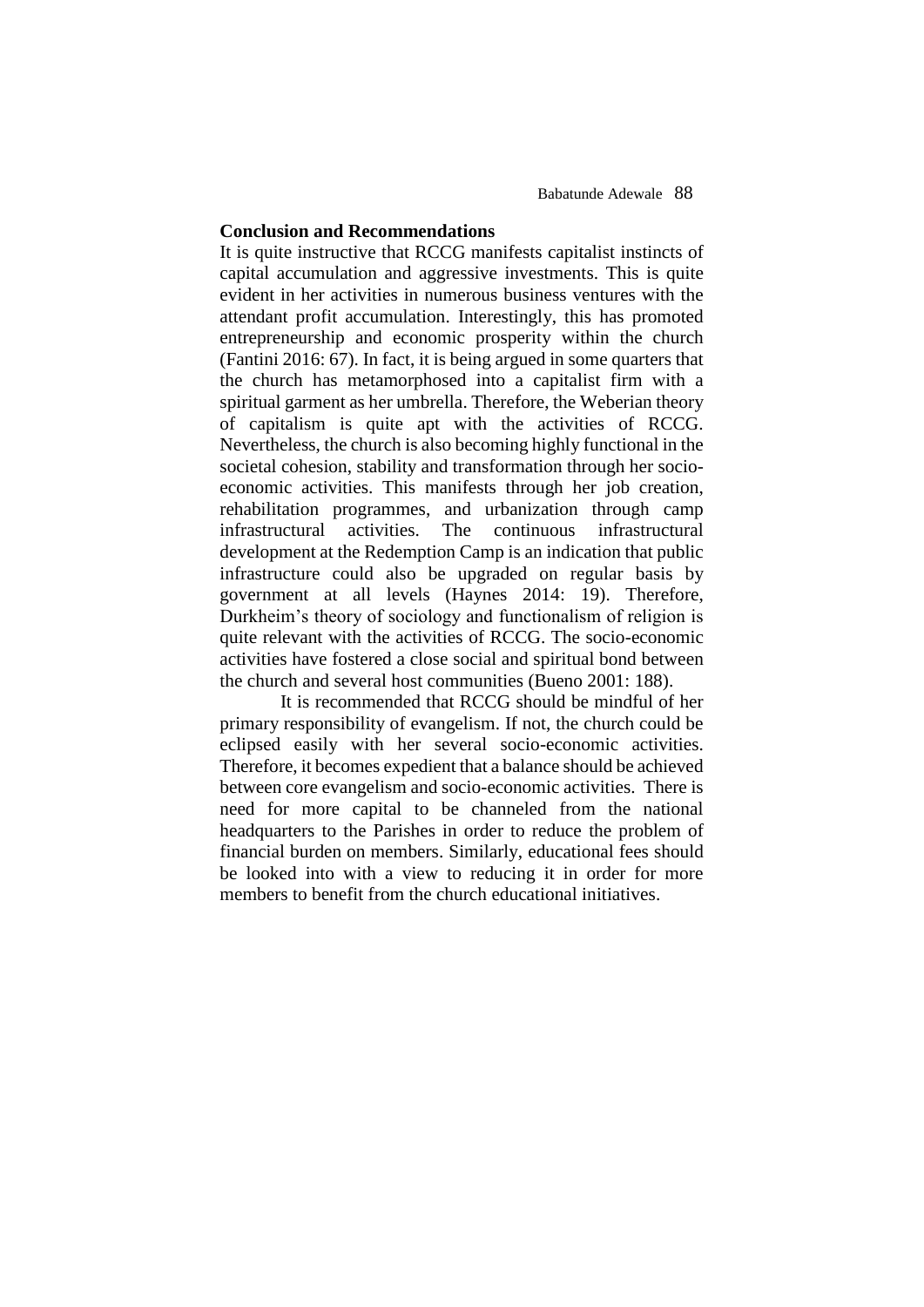**Conclusion and Recommendations**

It is quite instructive that RCCG manifests capitalist instincts of capital accumulation and aggressive investments. This is quite evident in her activities in numerous business ventures with the attendant profit accumulation. Interestingly, this has promoted entrepreneurship and economic prosperity within the church (Fantini 2016: 67). In fact, it is being argued in some quarters that the church has metamorphosed into a capitalist firm with a spiritual garment as her umbrella. Therefore, the Weberian theory of capitalism is quite apt with the activities of RCCG. Nevertheless, the church is also becoming highly functional in the societal cohesion, stability and transformation through her socio-economic activities. This manifests through her job creation, rehabilitation programmes, and urbanization through camp infrastructural activities. The continuous infrastructural development at the Redemption Camp is an indication that public infrastructure could also be upgraded on regular basis by government at all levels (Haynes 2014: 19). Therefore, Durkheim's theory of sociology and functionalism of religion is quite relevant with the activities of RCCG. The socio-economic activities have fostered a close social and spiritual bond between the church and several host communities (Bueno 2001: 188).

It is recommended that RCCG should be mindful of her primary responsibility of evangelism. If not, the church could be eclipsed easily with her several socio-economic activities. Therefore, it becomes expedient that a balance should be achieved between core evangelism and socio-economic activities. There is need for more capital to be channeled from the national headquarters to the Parishes in order to reduce the problem of financial burden on members. Similarly, educational fees should be looked into with a view to reducing it in order for more members to benefit from the church educational initiatives.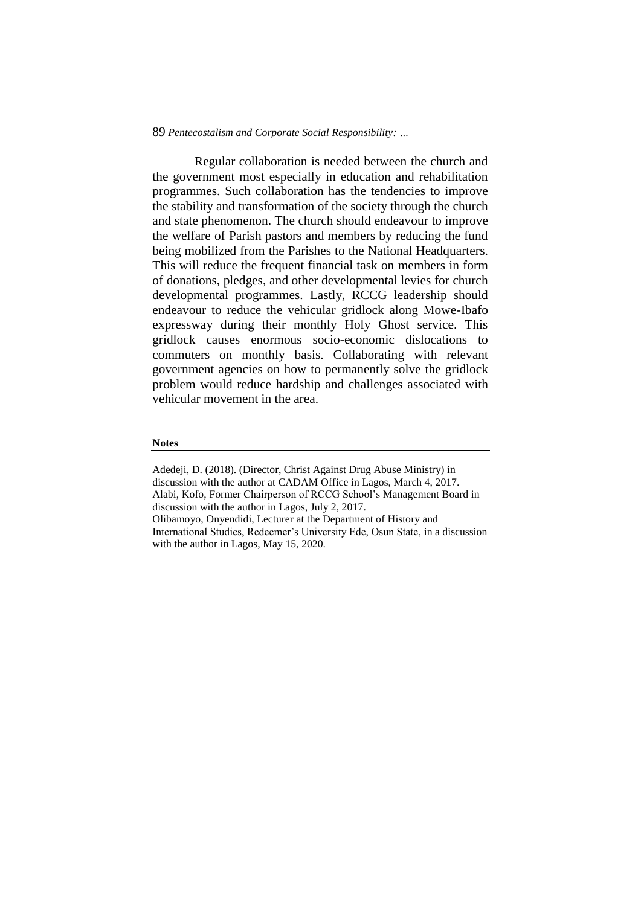Regular collaboration is needed between the church and the government most especially in education and rehabilitation programmes. Such collaboration has the tendencies to improve the stability and transformation of the society through the church and state phenomenon. The church should endeavour to improve the welfare of Parish pastors and members by reducing the fund being mobilized from the Parishes to the National Headquarters. This will reduce the frequent financial task on members in form of donations, pledges, and other developmental levies for church developmental programmes. Lastly, RCCG leadership should endeavour to reduce the vehicular gridlock along Mowe-Ibafo expressway during their monthly Holy Ghost service. This gridlock causes enormous socio-economic dislocations to commuters on monthly basis. Collaborating with relevant government agencies on how to permanently solve the gridlock problem would reduce hardship and challenges associated with vehicular movement in the area.

**Notes**

Adedeji, D. (2018). (Director, Christ Against Drug Abuse Ministry) in discussion with the author at CADAM Office in Lagos, March 4, 2017.
Alabi, Kofo, Former Chairperson of RCCG School's Management Board in discussion with the author in Lagos, July 2, 2017.
Olibamoyo, Onyendidi, Lecturer at the Department of History and International Studies, Redeemer's University Ede, Osun State, in a discussion with the author in Lagos, May 15, 2020.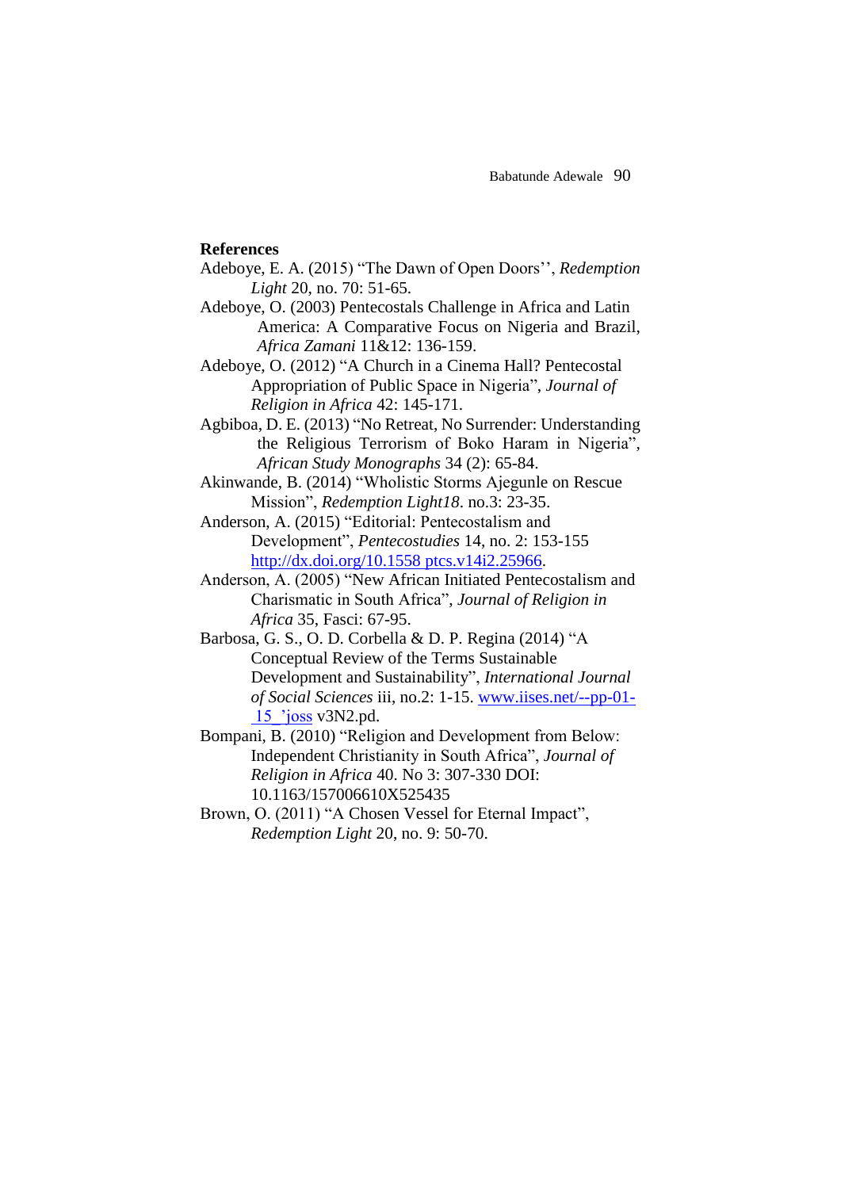**References**

Adeboye, E. A. (2015) "The Dawn of Open Doors'', *Redemption Light* 20, no. 70: 51-65.

Adeboye, O. (2003) Pentecostals Challenge in Africa and Latin America: A Comparative Focus on Nigeria and Brazil, *Africa Zamani* 11&12: 136-159.

Adeboye, O. (2012) "A Church in a Cinema Hall? Pentecostal Appropriation of Public Space in Nigeria", *Journal of Religion in Africa* 42: 145-171.

Agbiboa, D. E. (2013) "No Retreat, No Surrender: Understanding the Religious Terrorism of Boko Haram in Nigeria", *African Study Monographs* 34 (2): 65-84.

Akinwande, B. (2014) "Wholistic Storms Ajegunle on Rescue Mission", *Redemption Light18*. no.3: 23-35.

Anderson, A. (2015) "Editorial: Pentecostalism and Development", *Pentecostudies* 14, no. 2: 153-155 http://dx.doi.org/10.1558 ptcs.v14i2.25966.

Anderson, A. (2005) "New African Initiated Pentecostalism and Charismatic in South Africa", *Journal of Religion in Africa* 35, Fasci: 67-95.

Barbosa, G. S., O. D. Corbella & D. P. Regina (2014) "A Conceptual Review of the Terms Sustainable Development and Sustainability", *International Journal of Social Sciences* iii, no.2: 1-15. www.iises.net/--pp-01-_15_'joss v3N2.pd.

Bompani, B. (2010) "Religion and Development from Below: Independent Christianity in South Africa", *Journal of Religion in Africa* 40. No 3: 307-330 DOI: 10.1163/157006610X525435

Brown, O. (2011) "A Chosen Vessel for Eternal Impact", *Redemption Light* 20, no. 9: 50-70.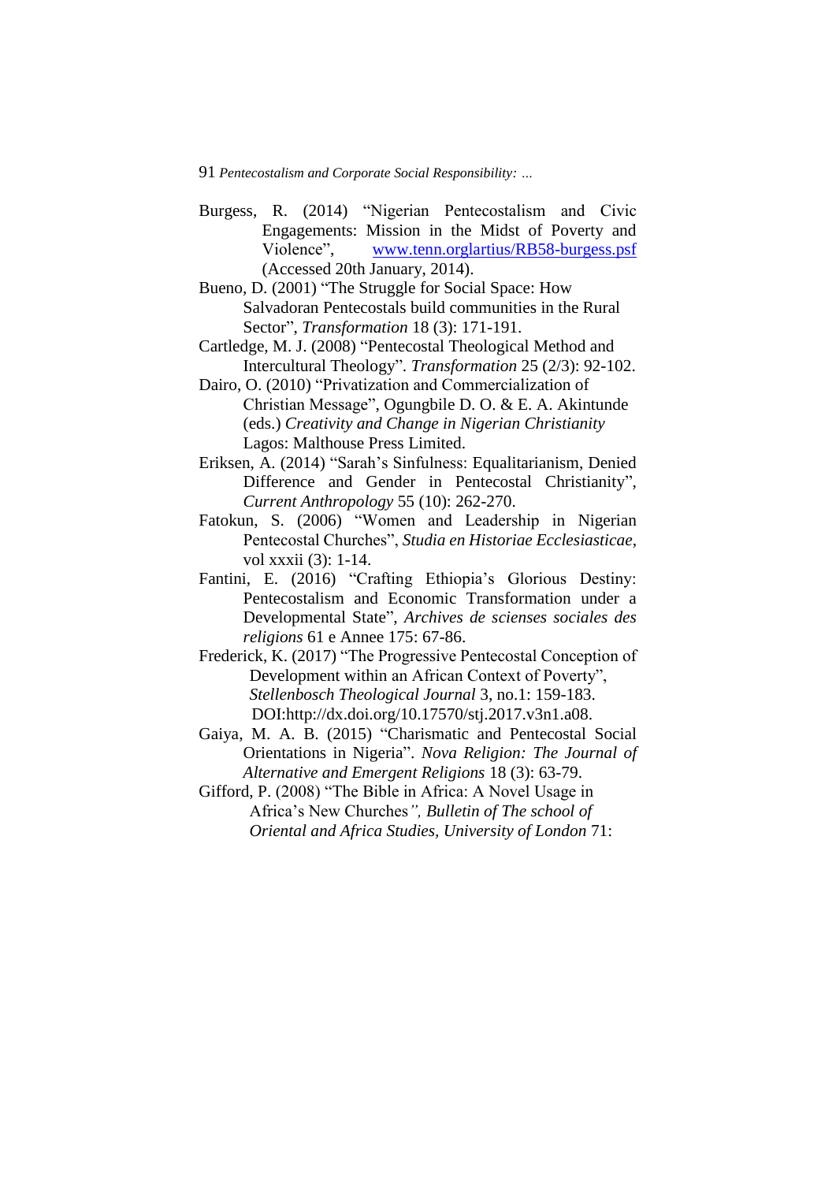Burgess, R. (2014) "Nigerian Pentecostalism and Civic Engagements: Mission in the Midst of Poverty and Violence", www.tenn.orglartius/RB58-burgess.psf (Accessed 20th January, 2014).

Bueno, D. (2001) "The Struggle for Social Space: How Salvadoran Pentecostals build communities in the Rural Sector", *Transformation* 18 (3): 171-191.

Cartledge, M. J. (2008) "Pentecostal Theological Method and Intercultural Theology". *Transformation* 25 (2/3): 92-102.

Dairo, O. (2010) "Privatization and Commercialization of Christian Message", Ogungbile D. O. & E. A. Akintunde (eds.) *Creativity and Change in Nigerian Christianity* Lagos: Malthouse Press Limited.

Eriksen, A. (2014) "Sarah's Sinfulness: Equalitarianism, Denied Difference and Gender in Pentecostal Christianity", *Current Anthropology* 55 (10): 262-270.

Fatokun, S. (2006) "Women and Leadership in Nigerian Pentecostal Churches", *Studia en Historiae Ecclesiasticae*, vol xxxii (3): 1-14.

Fantini, E. (2016) "Crafting Ethiopia's Glorious Destiny: Pentecostalism and Economic Transformation under a Developmental State", *Archives de scienses sociales des religions* 61 e Annee 175: 67-86.

Frederick, K. (2017) "The Progressive Pentecostal Conception of Development within an African Context of Poverty", *Stellenbosch Theological Journal* 3, no.1: 159-183. DOI:http://dx.doi.org/10.17570/stj.2017.v3n1.a08.

Gaiya, M. A. B. (2015) "Charismatic and Pentecostal Social Orientations in Nigeria". *Nova Religion: The Journal of Alternative and Emergent Religions* 18 (3): 63-79.

Gifford, P. (2008) "The Bible in Africa: A Novel Usage in Africa's New Churches", *Bulletin of The school of Oriental and Africa Studies, University of London* 71: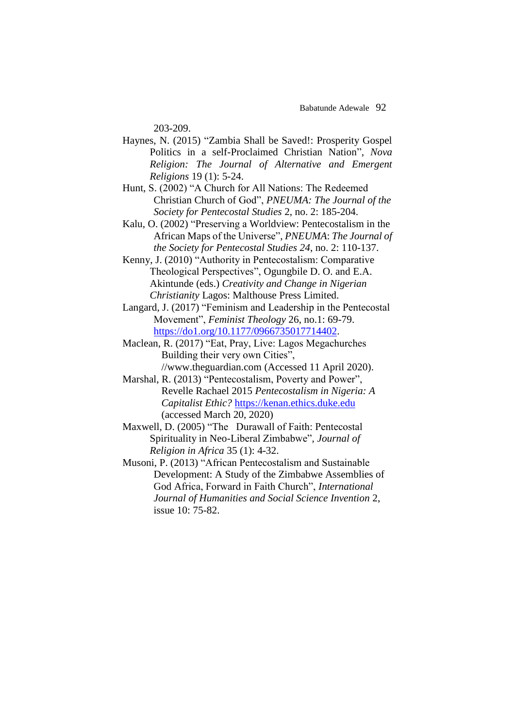203-209.

Haynes, N. (2015) "Zambia Shall be Saved!: Prosperity Gospel Politics in a self-Proclaimed Christian Nation", *Nova Religion: The Journal of Alternative and Emergent Religions* 19 (1): 5-24.

Hunt, S. (2002) "A Church for All Nations: The Redeemed Christian Church of God", *PNEUMA: The Journal of the Society for Pentecostal Studies* 2, no. 2: 185-204.

Kalu, O. (2002) "Preserving a Worldview: Pentecostalism in the African Maps of the Universe", *PNEUMA*: *The Journal of the Society for Pentecostal Studies 24*, no. 2: 110-137.

Kenny, J. (2010) "Authority in Pentecostalism: Comparative Theological Perspectives", Ogungbile D. O. and E.A. Akintunde (eds.) *Creativity and Change in Nigerian Christianity* Lagos: Malthouse Press Limited.

Langard, J. (2017) "Feminism and Leadership in the Pentecostal Movement", *Feminist Theology* 26, no.1: 69-79. https://do1.org/10.1177/0966735017714402.

Maclean, R. (2017) "Eat, Pray, Live: Lagos Megachurches Building their very own Cities", //www.theguardian.com (Accessed 11 April 2020).

Marshal, R. (2013) "Pentecostalism, Poverty and Power", Revelle Rachael 2015 *Pentecostalism in Nigeria: A Capitalist Ethic?* https://kenan.ethics.duke.edu (accessed March 20, 2020)

Maxwell, D. (2005) "The Durawall of Faith: Pentecostal Spirituality in Neo-Liberal Zimbabwe", *Journal of Religion in Africa* 35 (1): 4-32.

Musoni, P. (2013) "African Pentecostalism and Sustainable Development: A Study of the Zimbabwe Assemblies of God Africa, Forward in Faith Church", *International Journal of Humanities and Social Science Invention* 2, issue 10: 75-82.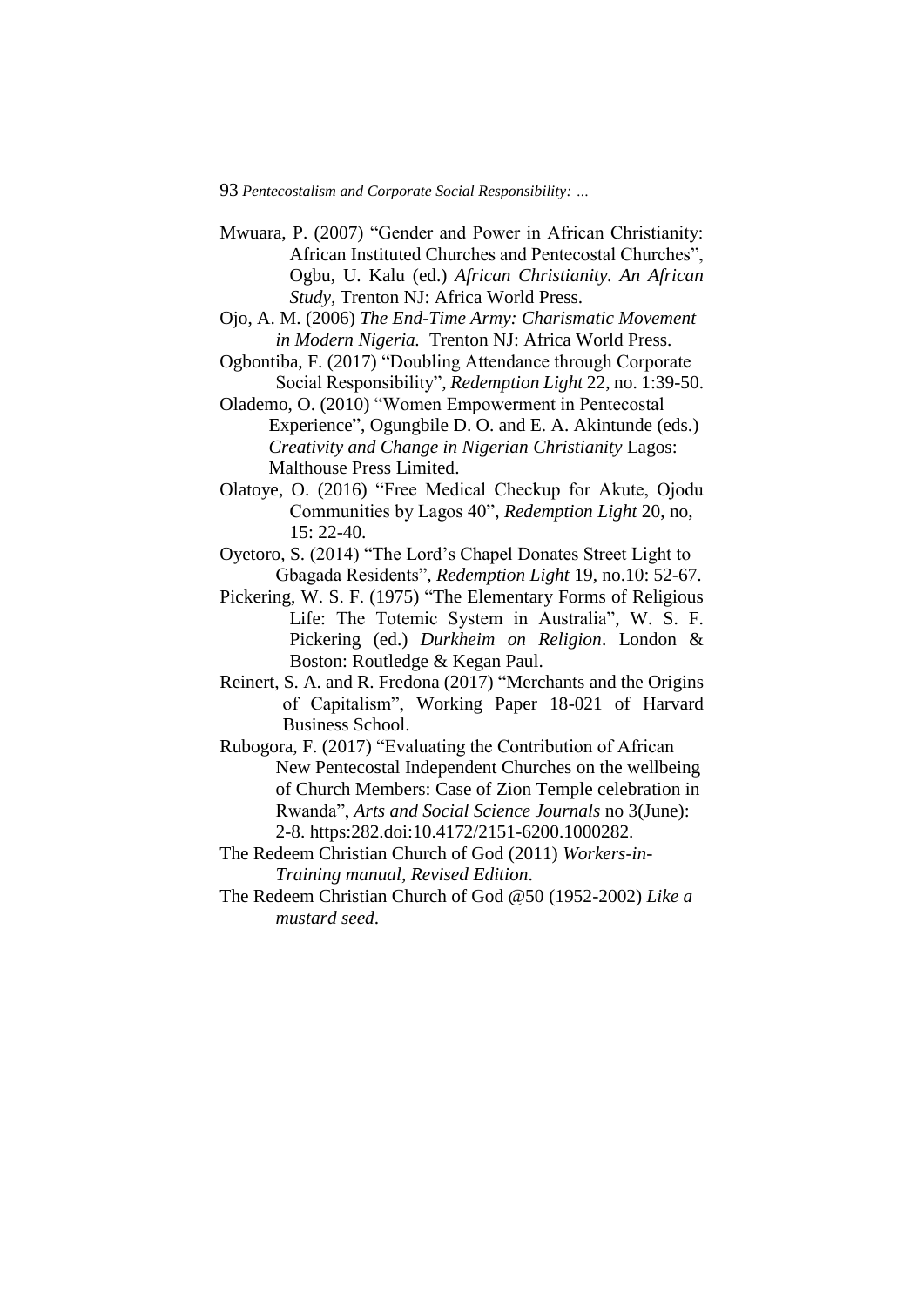Mwuara, P. (2007) "Gender and Power in African Christianity: African Instituted Churches and Pentecostal Churches", Ogbu, U. Kalu (ed.) *African Christianity. An African Study,* Trenton NJ: Africa World Press.

Ojo, A. M. (2006) *The End-Time Army: Charismatic Movement in Modern Nigeria.* Trenton NJ: Africa World Press.

Ogbontiba, F. (2017) "Doubling Attendance through Corporate Social Responsibility", *Redemption Light* 22, no. 1:39-50.

Olademo, O. (2010) "Women Empowerment in Pentecostal Experience", Ogungbile D. O. and E. A. Akintunde (eds.) *Creativity and Change in Nigerian Christianity* Lagos: Malthouse Press Limited.

Olatoye, O. (2016) "Free Medical Checkup for Akute, Ojodu Communities by Lagos 40", *Redemption Light* 20, no, 15: 22-40.

Oyetoro, S. (2014) "The Lord's Chapel Donates Street Light to Gbagada Residents", *Redemption Light* 19, no.10: 52-67.

Pickering, W. S. F. (1975) "The Elementary Forms of Religious Life: The Totemic System in Australia", W. S. F. Pickering (ed.) *Durkheim on Religion*. London & Boston: Routledge & Kegan Paul.

Reinert, S. A. and R. Fredona (2017) "Merchants and the Origins of Capitalism", Working Paper 18-021 of Harvard Business School.

Rubogora, F. (2017) "Evaluating the Contribution of African New Pentecostal Independent Churches on the wellbeing of Church Members: Case of Zion Temple celebration in Rwanda", *Arts and Social Science Journals* no 3(June): 2-8. https:282.doi:10.4172/2151-6200.1000282.

The Redeem Christian Church of God (2011) *Workers-in-Training manual, Revised Edition*.

The Redeem Christian Church of God @50 (1952-2002) *Like a mustard seed*.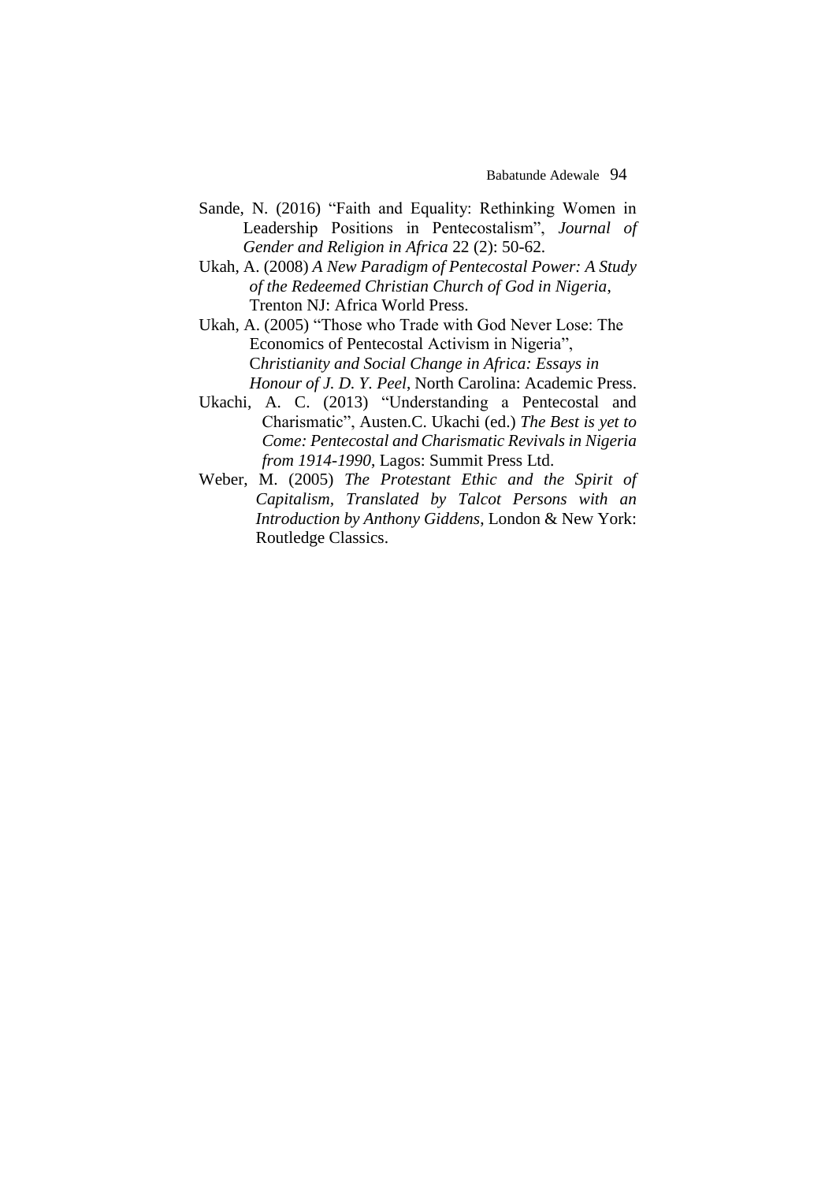Sande, N. (2016) "Faith and Equality: Rethinking Women in Leadership Positions in Pentecostalism", *Journal of Gender and Religion in Africa* 22 (2): 50-62.

Ukah, A. (2008) *A New Paradigm of Pentecostal Power: A Study of the Redeemed Christian Church of God in Nigeria*, Trenton NJ: Africa World Press.

Ukah, A. (2005) "Those who Trade with God Never Lose: The Economics of Pentecostal Activism in Nigeria", C*hristianity and Social Change in Africa: Essays in Honour of J. D. Y. Peel*, North Carolina: Academic Press.

Ukachi, A. C. (2013) "Understanding a Pentecostal and Charismatic", Austen.C. Ukachi (ed.) *The Best is yet to Come: Pentecostal and Charismatic Revivals in Nigeria from 1914-1990*, Lagos: Summit Press Ltd.

Weber, M. (2005) *The Protestant Ethic and the Spirit of Capitalism, Translated by Talcot Persons with an Introduction by Anthony Giddens*, London & New York: Routledge Classics.